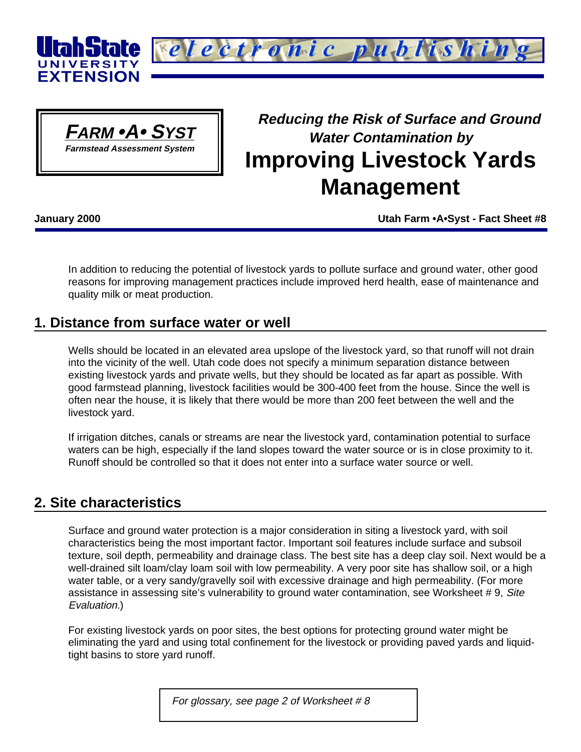Utah State University Extension — electronic publishing

**FARM •A• SYST**
**Farmstead Assessment System**

# *Reducing the Risk of Surface and Ground Water Contamination by* Improving Livestock Yards Management

**January 2000** — **Utah Farm •A•Syst - Fact Sheet #8**

In addition to reducing the potential of livestock yards to pollute surface and ground water, other good reasons for improving management practices include improved herd health, ease of maintenance and quality milk or meat production.

## 1. Distance from surface water or well

Wells should be located in an elevated area upslope of the livestock yard, so that runoff will not drain into the vicinity of the well. Utah code does not specify a minimum separation distance between existing livestock yards and private wells, but they should be located as far apart as possible. With good farmstead planning, livestock facilities would be 300-400 feet from the house. Since the well is often near the house, it is likely that there would be more than 200 feet between the well and the livestock yard.

If irrigation ditches, canals or streams are near the livestock yard, contamination potential to surface waters can be high, especially if the land slopes toward the water source or is in close proximity to it. Runoff should be controlled so that it does not enter into a surface water source or well.

## 2. Site characteristics

Surface and ground water protection is a major consideration in siting a livestock yard, with soil characteristics being the most important factor. Important soil features include surface and subsoil texture, soil depth, permeability and drainage class. The best site has a deep clay soil. Next would be a well-drained silt loam/clay loam soil with low permeability. A very poor site has shallow soil, or a high water table, or a very sandy/gravelly soil with excessive drainage and high permeability. (For more assistance in assessing site's vulnerability to ground water contamination, see Worksheet # 9, *Site Evaluation.*)

For existing livestock yards on poor sites, the best options for protecting ground water might be eliminating the yard and using total confinement for the livestock or providing paved yards and liquid-tight basins to store yard runoff.

*For glossary, see page 2 of Worksheet # 8*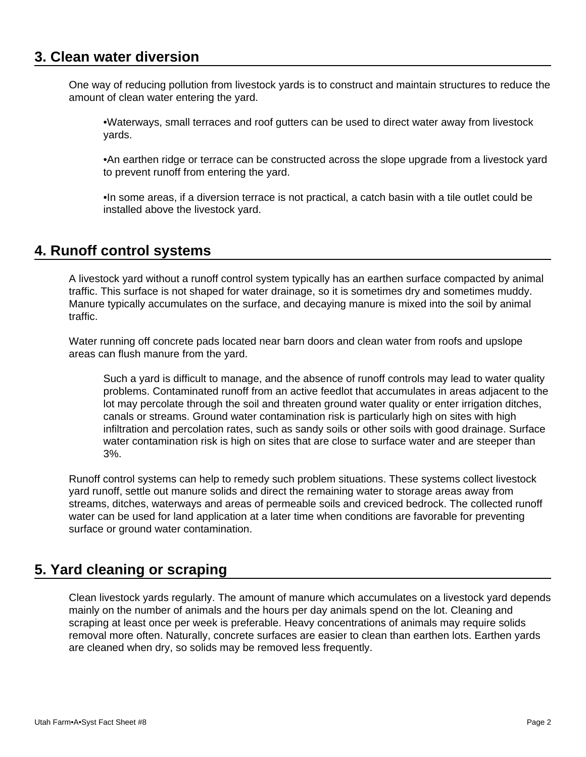## 3. Clean water diversion

One way of reducing pollution from livestock yards is to construct and maintain structures to reduce the amount of clean water entering the yard.

- Waterways, small terraces and roof gutters can be used to direct water away from livestock yards.

- An earthen ridge or terrace can be constructed across the slope upgrade from a livestock yard to prevent runoff from entering the yard.

- In some areas, if a diversion terrace is not practical, a catch basin with a tile outlet could be installed above the livestock yard.

## 4. Runoff control systems

A livestock yard without a runoff control system typically has an earthen surface compacted by animal traffic. This surface is not shaped for water drainage, so it is sometimes dry and sometimes muddy. Manure typically accumulates on the surface, and decaying manure is mixed into the soil by animal traffic.

Water running off concrete pads located near barn doors and clean water from roofs and upslope areas can flush manure from the yard.

> Such a yard is difficult to manage, and the absence of runoff controls may lead to water quality problems. Contaminated runoff from an active feedlot that accumulates in areas adjacent to the lot may percolate through the soil and threaten ground water quality or enter irrigation ditches, canals or streams. Ground water contamination risk is particularly high on sites with high infiltration and percolation rates, such as sandy soils or other soils with good drainage. Surface water contamination risk is high on sites that are close to surface water and are steeper than 3%.

Runoff control systems can help to remedy such problem situations. These systems collect livestock yard runoff, settle out manure solids and direct the remaining water to storage areas away from streams, ditches, waterways and areas of permeable soils and creviced bedrock. The collected runoff water can be used for land application at a later time when conditions are favorable for preventing surface or ground water contamination.

## 5. Yard cleaning or scraping

Clean livestock yards regularly. The amount of manure which accumulates on a livestock yard depends mainly on the number of animals and the hours per day animals spend on the lot. Cleaning and scraping at least once per week is preferable. Heavy concentrations of animals may require solids removal more often. Naturally, concrete surfaces are easier to clean than earthen lots. Earthen yards are cleaned when dry, so solids may be removed less frequently.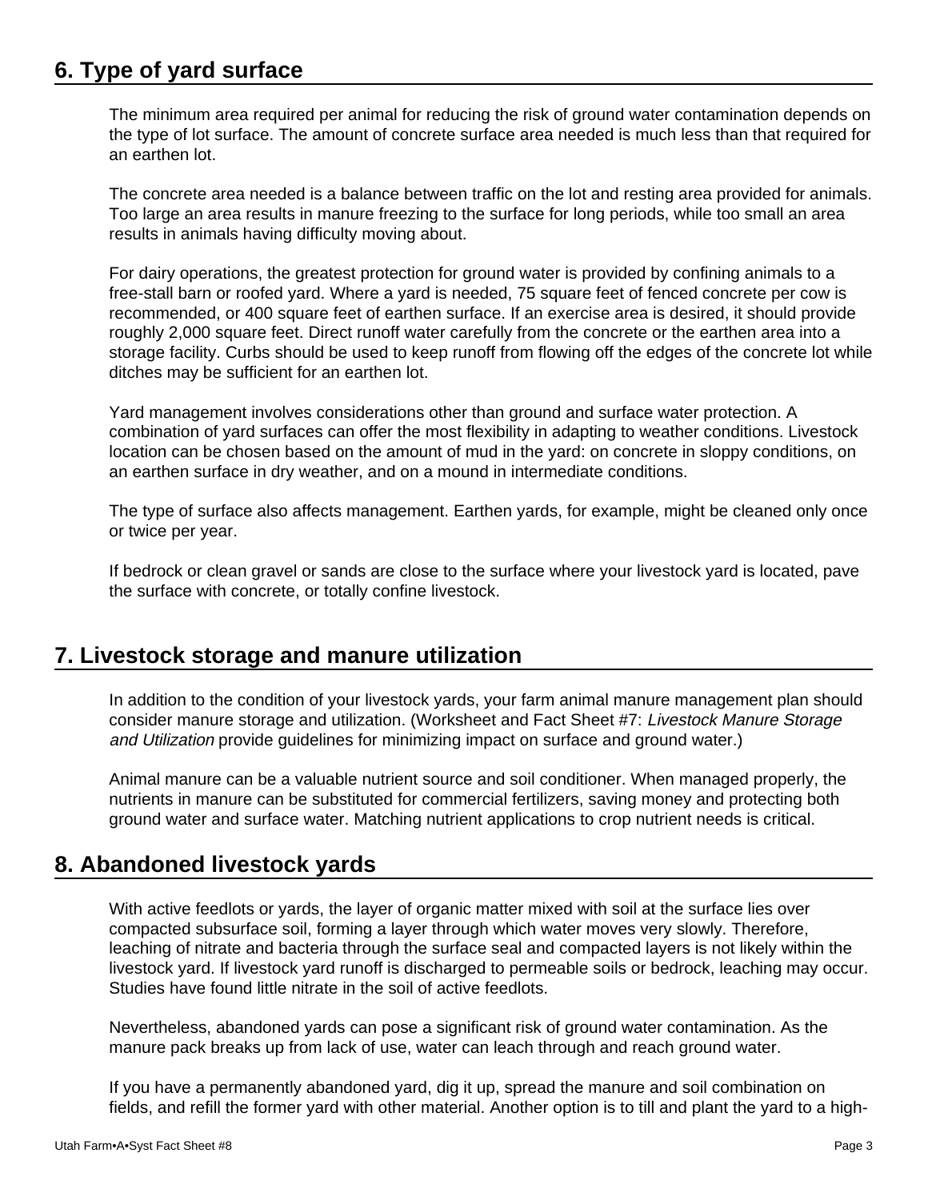## 6. Type of yard surface

The minimum area required per animal for reducing the risk of ground water contamination depends on the type of lot surface. The amount of concrete surface area needed is much less than that required for an earthen lot.

The concrete area needed is a balance between traffic on the lot and resting area provided for animals. Too large an area results in manure freezing to the surface for long periods, while too small an area results in animals having difficulty moving about.

For dairy operations, the greatest protection for ground water is provided by confining animals to a free-stall barn or roofed yard. Where a yard is needed, 75 square feet of fenced concrete per cow is recommended, or 400 square feet of earthen surface. If an exercise area is desired, it should provide roughly 2,000 square feet. Direct runoff water carefully from the concrete or the earthen area into a storage facility. Curbs should be used to keep runoff from flowing off the edges of the concrete lot while ditches may be sufficient for an earthen lot.

Yard management involves considerations other than ground and surface water protection. A combination of yard surfaces can offer the most flexibility in adapting to weather conditions. Livestock location can be chosen based on the amount of mud in the yard: on concrete in sloppy conditions, on an earthen surface in dry weather, and on a mound in intermediate conditions.

The type of surface also affects management. Earthen yards, for example, might be cleaned only once or twice per year.

If bedrock or clean gravel or sands are close to the surface where your livestock yard is located, pave the surface with concrete, or totally confine livestock.

## 7. Livestock storage and manure utilization

In addition to the condition of your livestock yards, your farm animal manure management plan should consider manure storage and utilization. (Worksheet and Fact Sheet #7: *Livestock Manure Storage and Utilization* provide guidelines for minimizing impact on surface and ground water.)

Animal manure can be a valuable nutrient source and soil conditioner. When managed properly, the nutrients in manure can be substituted for commercial fertilizers, saving money and protecting both ground water and surface water. Matching nutrient applications to crop nutrient needs is critical.

## 8. Abandoned livestock yards

With active feedlots or yards, the layer of organic matter mixed with soil at the surface lies over compacted subsurface soil, forming a layer through which water moves very slowly. Therefore, leaching of nitrate and bacteria through the surface seal and compacted layers is not likely within the livestock yard. If livestock yard runoff is discharged to permeable soils or bedrock, leaching may occur. Studies have found little nitrate in the soil of active feedlots.

Nevertheless, abandoned yards can pose a significant risk of ground water contamination. As the manure pack breaks up from lack of use, water can leach through and reach ground water.

If you have a permanently abandoned yard, dig it up, spread the manure and soil combination on fields, and refill the former yard with other material. Another option is to till and plant the yard to a high-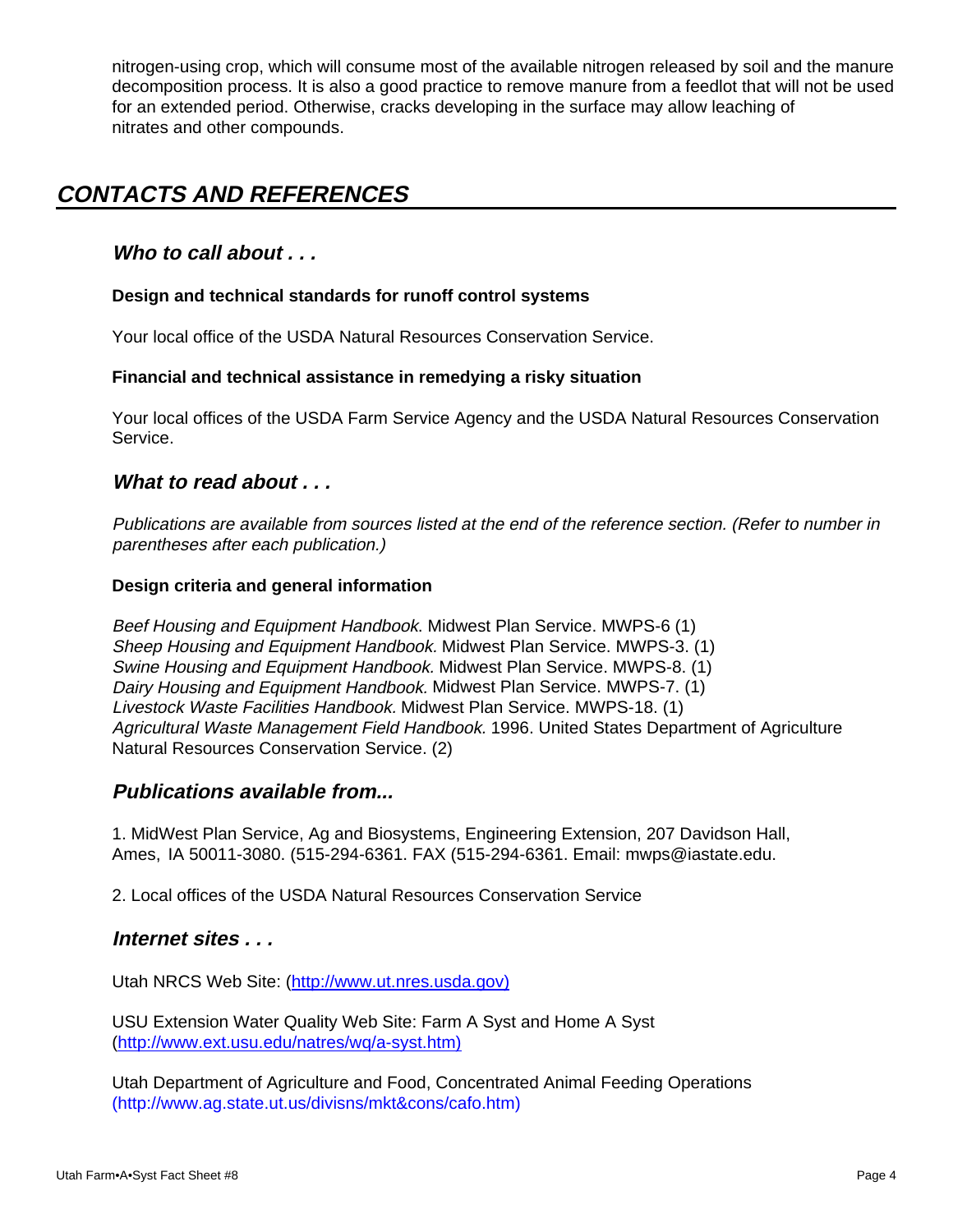nitrogen-using crop, which will consume most of the available nitrogen released by soil and the manure decomposition process. It is also a good practice to remove manure from a feedlot that will not be used for an extended period. Otherwise, cracks developing in the surface may allow leaching of nitrates and other compounds.

## *CONTACTS AND REFERENCES*

### *Who to call about . . .*

**Design and technical standards for runoff control systems**

Your local office of the USDA Natural Resources Conservation Service.

**Financial and technical assistance in remedying a risky situation**

Your local offices of the USDA Farm Service Agency and the USDA Natural Resources Conservation Service.

### *What to read about . . .*

*Publications are available from sources listed at the end of the reference section. (Refer to number in parentheses after each publication.)*

**Design criteria and general information**

*Beef Housing and Equipment Handbook.* Midwest Plan Service. MWPS-6 (1)
*Sheep Housing and Equipment Handbook.* Midwest Plan Service. MWPS-3. (1)
*Swine Housing and Equipment Handbook.* Midwest Plan Service. MWPS-8. (1)
*Dairy Housing and Equipment Handbook.* Midwest Plan Service. MWPS-7. (1)
*Livestock Waste Facilities Handbook.* Midwest Plan Service. MWPS-18. (1)
*Agricultural Waste Management Field Handbook.* 1996. United States Department of Agriculture Natural Resources Conservation Service. (2)

### *Publications available from...*

1. MidWest Plan Service, Ag and Biosystems, Engineering Extension, 207 Davidson Hall, Ames, IA 50011-3080. (515-294-6361. FAX (515-294-6361. Email: mwps@iastate.edu.

2. Local offices of the USDA Natural Resources Conservation Service

### *Internet sites . . .*

Utah NRCS Web Site: (http://www.ut.nres.usda.gov)

USU Extension Water Quality Web Site: Farm A Syst and Home A Syst (http://www.ext.usu.edu/natres/wq/a-syst.htm)

Utah Department of Agriculture and Food, Concentrated Animal Feeding Operations (http://www.ag.state.ut.us/divsns/mkt&cons/cafo.htm)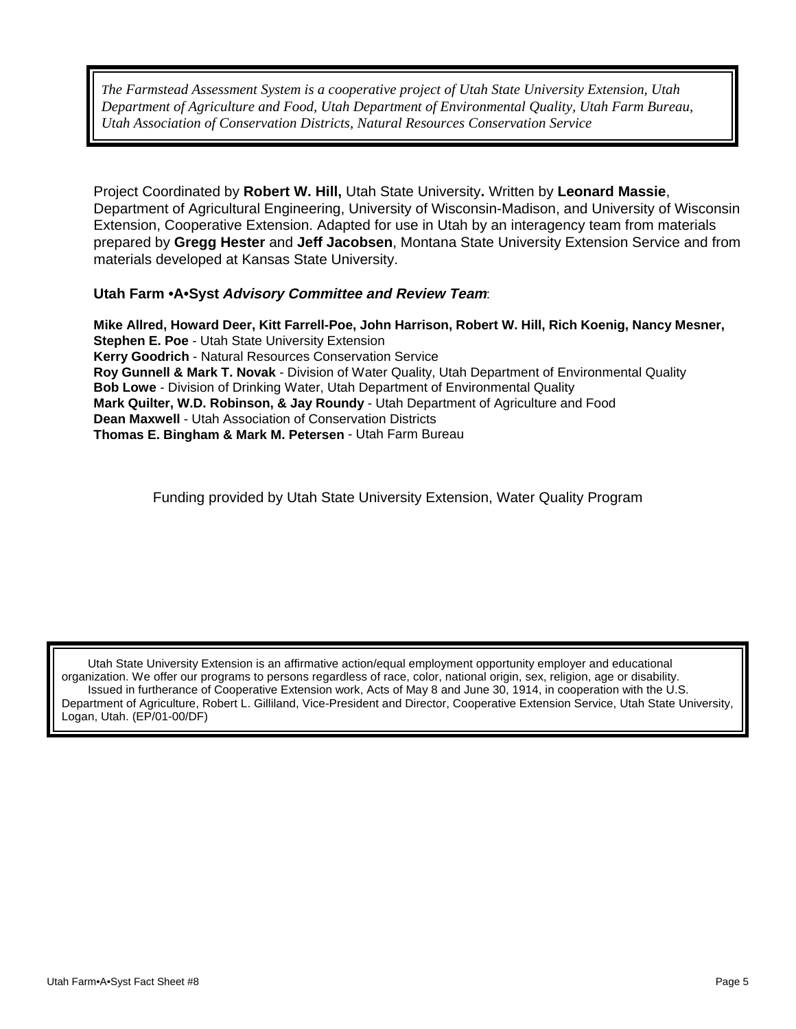*The Farmstead Assessment System is a cooperative project of Utah State University Extension, Utah Department of Agriculture and Food, Utah Department of Environmental Quality, Utah Farm Bureau, Utah Association of Conservation Districts, Natural Resources Conservation Service*

Project Coordinated by **Robert W. Hill,** Utah State University**.** Written by **Leonard Massie**, Department of Agricultural Engineering, University of Wisconsin-Madison, and University of Wisconsin Extension, Cooperative Extension. Adapted for use in Utah by an interagency team from materials prepared by **Gregg Hester** and **Jeff Jacobsen**, Montana State University Extension Service and from materials developed at Kansas State University.

**Utah Farm •A•Syst *Advisory Committee and Review Team*:**

**Mike Allred, Howard Deer, Kitt Farrell-Poe, John Harrison, Robert W. Hill, Rich Koenig, Nancy Mesner, Stephen E. Poe** - Utah State University Extension
**Kerry Goodrich** - Natural Resources Conservation Service
**Roy Gunnell & Mark T. Novak** - Division of Water Quality, Utah Department of Environmental Quality
**Bob Lowe** - Division of Drinking Water, Utah Department of Environmental Quality
**Mark Quilter, W.D. Robinson, & Jay Roundy** - Utah Department of Agriculture and Food
**Dean Maxwell** - Utah Association of Conservation Districts
**Thomas E. Bingham & Mark M. Petersen** - Utah Farm Bureau

Funding provided by Utah State University Extension, Water Quality Program

Utah State University Extension is an affirmative action/equal employment opportunity employer and educational organization. We offer our programs to persons regardless of race, color, national origin, sex, religion, age or disability.

Issued in furtherance of Cooperative Extension work, Acts of May 8 and June 30, 1914, in cooperation with the U.S. Department of Agriculture, Robert L. Gilliland, Vice-President and Director, Cooperative Extension Service, Utah State University, Logan, Utah. (EP/01-00/DF)